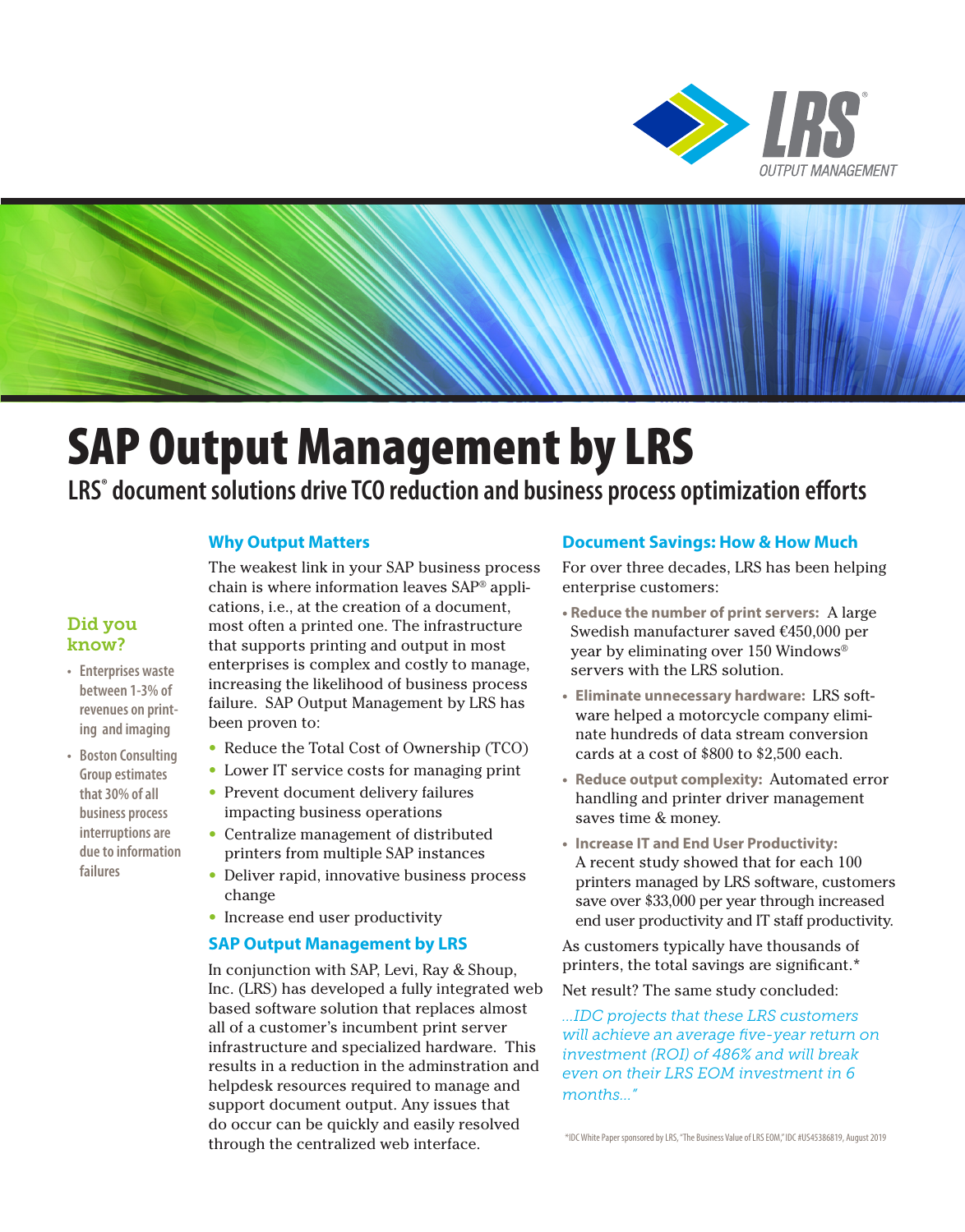# SAP Output Management by LRS

## LRS® document solutions drive TCO reduction and business process optimization efforts

### Did you know?

- Enterprises waste between 1-3% of revenues on printing and imaging
- Boston Consulting Group estimates that 30% of all business process interruptions are due to information failures

### Why Output Matters

The weakest link in your SAP business process chain is where information leaves SAP® applications, i.e., at the creation of a document, most often a printed one. The infrastructure that supports printing and output in most enterprises is complex and costly to manage, increasing the likelihood of business process failure. SAP Output Management by LRS has been proven to:

- Reduce the Total Cost of Ownership (TCO)
- Lower IT service costs for managing print
- Prevent document delivery failures impacting business operations
- Centralize management of distributed printers from multiple SAP instances
- Deliver rapid, innovative business process change
- Increase end user productivity

### SAP Output Management by LRS

In conjunction with SAP, Levi, Ray & Shoup, Inc. (LRS) has developed a fully integrated web based software solution that replaces almost all of a customer's incumbent print server infrastructure and specialized hardware. This results in a reduction in the adminstration and helpdesk resources required to manage and support document output. Any issues that do occur can be quickly and easily resolved through the centralized web interface.

### Document Savings: How & How Much

For over three decades, LRS has been helping enterprise customers:

- **Reduce the number of print servers:** A large Swedish manufacturer saved €450,000 per year by eliminating over 150 Windows® servers with the LRS solution.
- **Eliminate unnecessary hardware:** LRS software helped a motorcycle company eliminate hundreds of data stream conversion cards at a cost of $800 to $2,500 each.
- **Reduce output complexity:** Automated error handling and printer driver management saves time & money.
- **Increase IT and End User Productivity:** A recent study showed that for each 100 printers managed by LRS software, customers save over $33,000 per year through increased end user productivity and IT staff productivity.

As customers typically have thousands of printers, the total savings are significant.*

Net result? The same study concluded:

*...IDC projects that these LRS customers will achieve an average five-year return on investment (ROI) of 486% and will break even on their LRS EOM investment in 6 months..."*

*IDC White Paper sponsored by LRS, "The Business Value of LRS EOM," IDC #US45386819, August 2019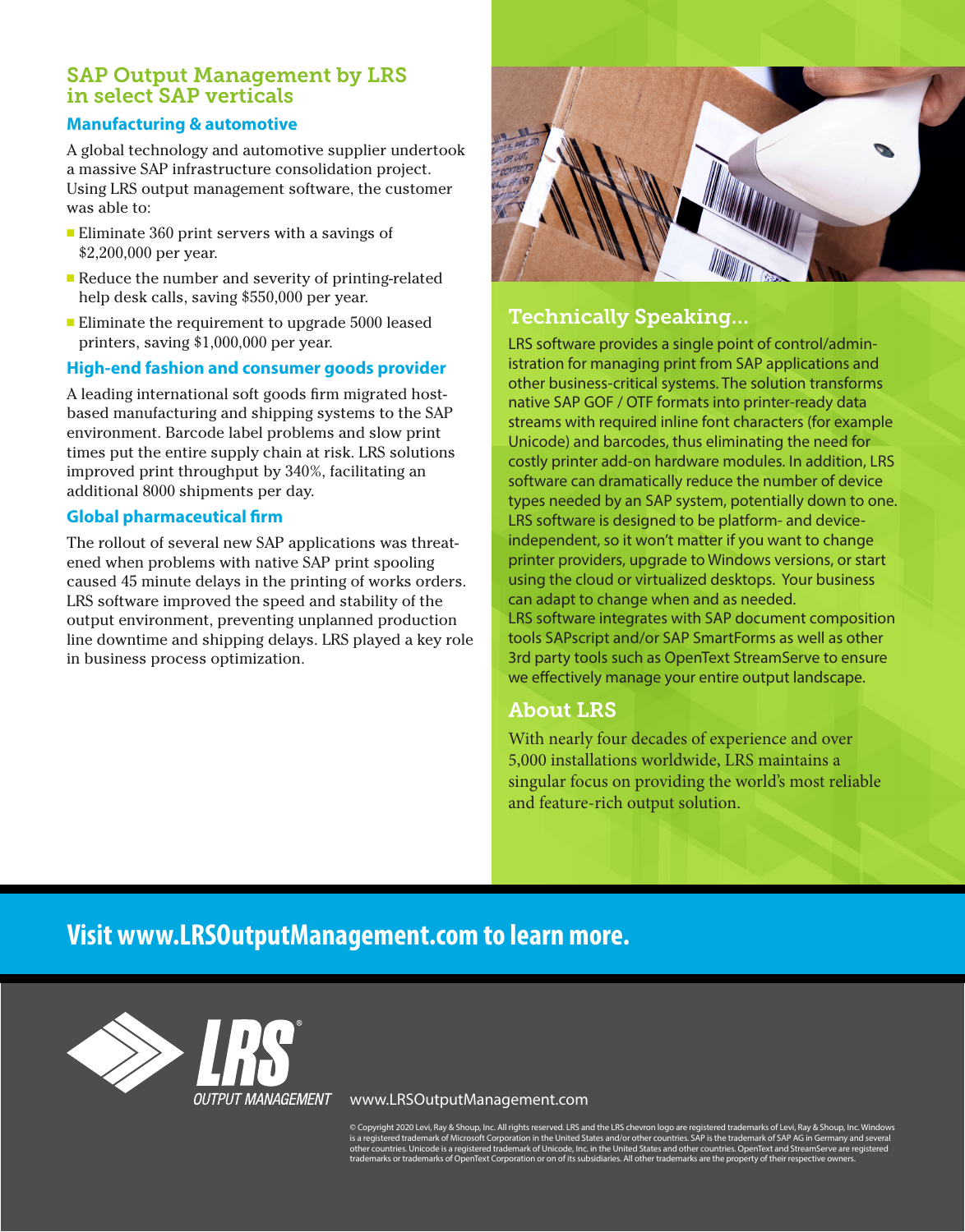## SAP Output Management by LRS in select SAP verticals

### Manufacturing & automotive

A global technology and automotive supplier undertook a massive SAP infrastructure consolidation project. Using LRS output management software, the customer was able to:

- Eliminate 360 print servers with a savings of $2,200,000 per year.
- Reduce the number and severity of printing-related help desk calls, saving $550,000 per year.
- Eliminate the requirement to upgrade 5000 leased printers, saving $1,000,000 per year.

### High-end fashion and consumer goods provider

A leading international soft goods firm migrated host-based manufacturing and shipping systems to the SAP environment. Barcode label problems and slow print times put the entire supply chain at risk. LRS solutions improved print throughput by 340%, facilitating an additional 8000 shipments per day.

### Global pharmaceutical firm

The rollout of several new SAP applications was threatened when problems with native SAP print spooling caused 45 minute delays in the printing of works orders. LRS software improved the speed and stability of the output environment, preventing unplanned production line downtime and shipping delays. LRS played a key role in business process optimization.

## Technically Speaking...

LRS software provides a single point of control/administration for managing print from SAP applications and other business-critical systems. The solution transforms native SAP GOF / OTF formats into printer-ready data streams with required inline font characters (for example Unicode) and barcodes, thus eliminating the need for costly printer add-on hardware modules. In addition, LRS software can dramatically reduce the number of device types needed by an SAP system, potentially down to one. LRS software is designed to be platform- and device-independent, so it won't matter if you want to change printer providers, upgrade to Windows versions, or start using the cloud or virtualized desktops. Your business can adapt to change when and as needed.
LRS software integrates with SAP document composition tools SAPscript and/or SAP SmartForms as well as other 3rd party tools such as OpenText StreamServe to ensure we effectively manage your entire output landscape.

## About LRS

With nearly four decades of experience and over 5,000 installations worldwide, LRS maintains a singular focus on providing the world's most reliable and feature-rich output solution.

**Visit www.LRSOutputManagement.com to learn more.**

LRS® OUTPUT MANAGEMENT

www.LRSOutputManagement.com

© Copyright 2020 Levi, Ray & Shoup, Inc. All rights reserved. LRS and the LRS chevron logo are registered trademarks of Levi, Ray & Shoup, Inc. Windows is a registered trademark of Microsoft Corporation in the United States and/or other countries. SAP is the trademark of SAP AG in Germany and several other countries. Unicode is a registered trademark of Unicode, Inc. in the United States and other countries. OpenText and StreamServe are registered trademarks or trademarks of OpenText Corporation or on of its subsidiaries. All other trademarks are the property of their respective owners.